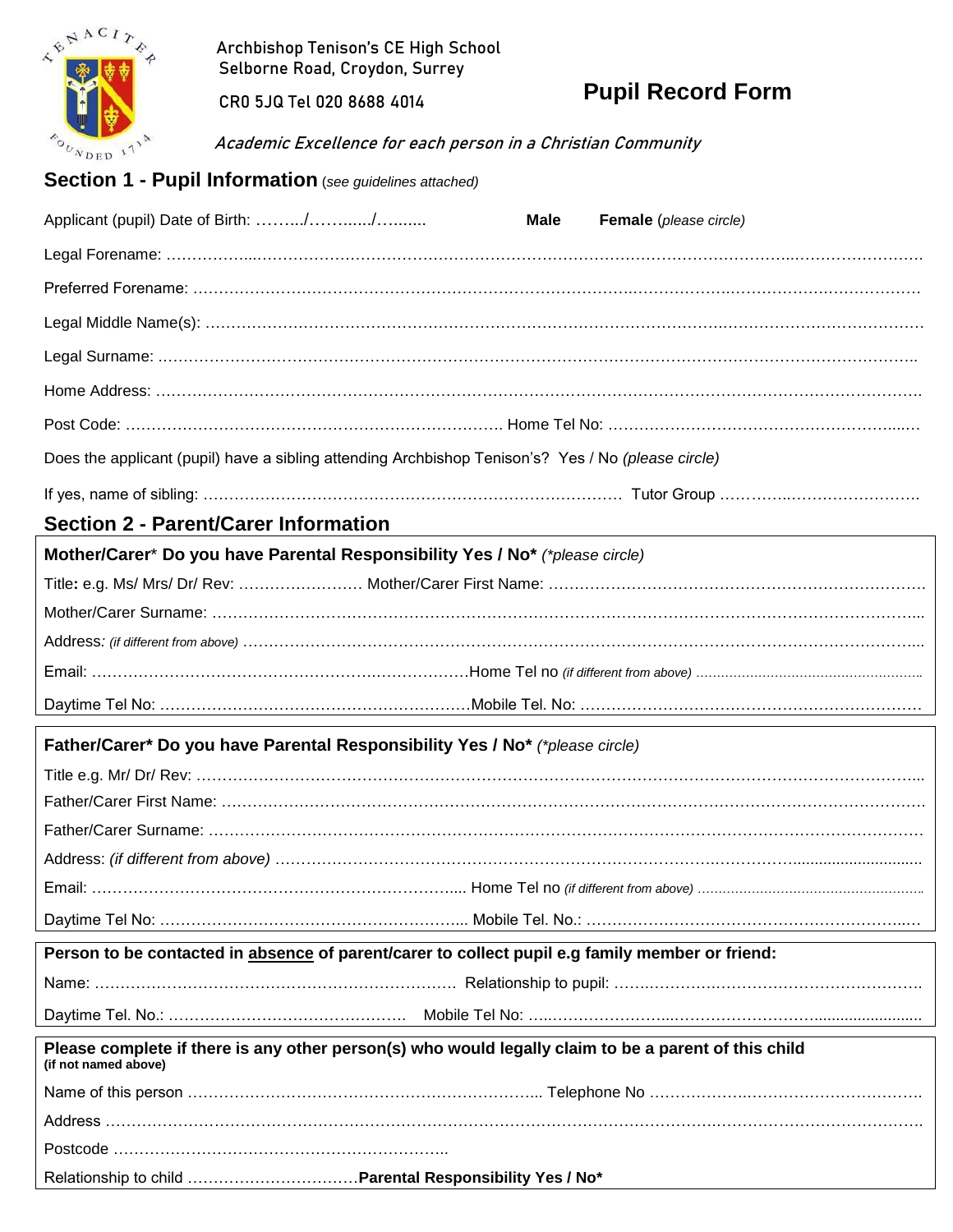TENACITER

FOUNDED 1714

Archbishop Tenison's CE High School
Selborne Road, Croydon, Surrey
CR0 5JQ Tel 020 8688 4014

# Pupil Record Form

*Academic Excellence for each person in a Christian Community*

## Section 1 - Pupil Information (*see guidelines attached)*

Applicant (pupil) Date of Birth: ……../……..…/…..….. **Male** **Female** (*please circle)*

Legal Forename: ……………………………………………………………………………………………………………………………

Preferred Forename: ……………………………………………………………………………………………………………………………

Legal Middle Name(s): ……………………………………………………………………………………………………………………………

Legal Surname: ……………………………………………………………………………………………………………………………

Home Address: ……………………………………………………………………………………………………………………………

Post Code: ………………………………………………………………… Home Tel No: ………………………………………………….…

Does the applicant (pupil) have a sibling attending Archbishop Tenison's? Yes / No *(please circle)*

If yes, name of sibling: ………………………………………………………………………… Tutor Group ……………………………….

## Section 2 - Parent/Carer Information

**Mother/Carer*** **Do you have Parental Responsibility Yes / No*** *(*please circle)*

Title**:** e.g. Ms/ Mrs/ Dr/ Rev: …………………… Mother/Carer First Name: ………………………………………………………………

Mother/Carer Surname: ……………………………………………………………………………………………………………………...

Address*: (if different from above)* ……………………………………………………………………………………………………………...

Email: …………………………………………………………………Home Tel no *(if different from above)* ………………………………………

Daytime Tel No: ……………………………………………………Mobile Tel. No: ………………………………………………………

**Father/Carer* Do you have Parental Responsibility Yes / No*** *(*please circle)*

Title e.g. Mr/ Dr/ Rev: ……………………………………………………………………………………………………………………...

Father/Carer First Name: ……………………………………………………………………………………………………………………

Father/Carer Surname: ……………………………………………………………………………………………………………………

Address: *(if different from above)* …………………………………………………………………………………………………………

Email: …………………………………………………………….... Home Tel no *(if different from above)* ………………………………………

Daytime Tel No: ………………………………………………….... Mobile Tel. No.: ……………………………………………………...

**Person to be contacted in <u>absence</u> of parent/carer to collect pupil e.g family member or friend:**

Name: ……………………………………………………………… Relationship to pupil: ……………………………………………….

Daytime Tel. No.: ……………………………………… Mobile Tel No: ………………………………………………………………

**Please complete if there is any other person(s) who would legally claim to be a parent of this child**
**(if not named above)**

Name of this person …………………………………………………………... Telephone No ………………………………………….

Address ………………………………………………………………………………………………………………………………………

Postcode ………………………………………………………..

Relationship to child ……………………………**Parental Responsibility Yes / No***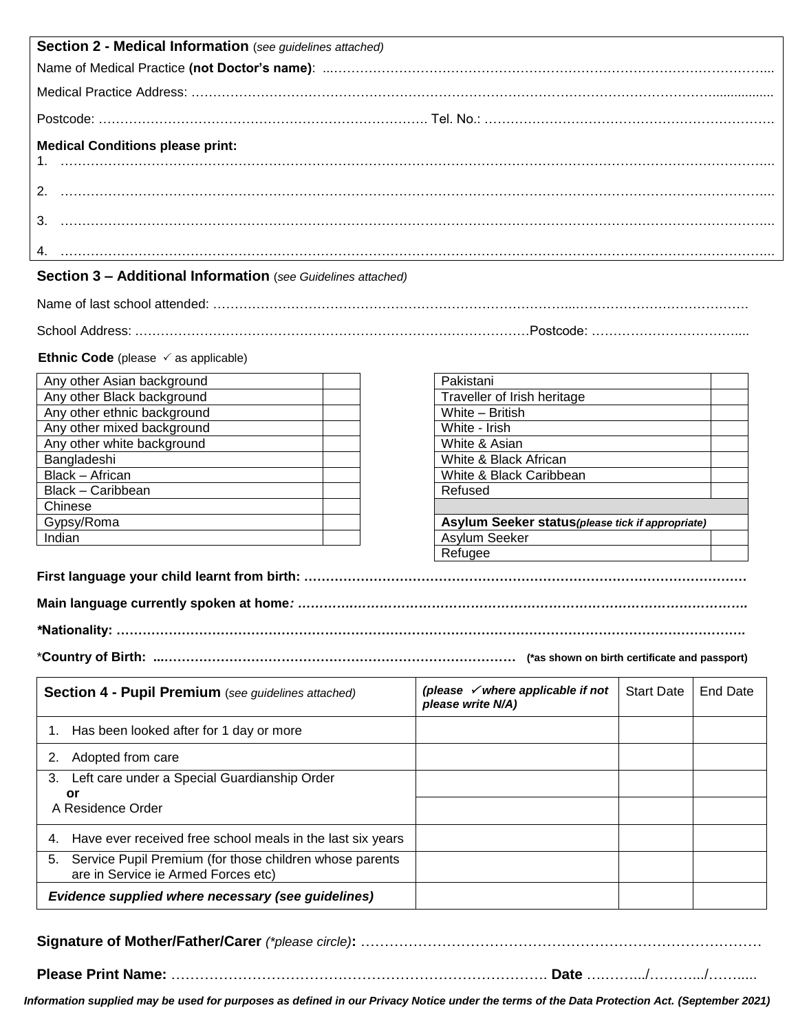## Section 2 - Medical Information (*see guidelines attached*)

Name of Medical Practice **(not Doctor's name)**: ..................................................................................................................

Medical Practice Address: ..................................................................................................................

Postcode: .......................................................................... Tel. No.: ..........................................................

**Medical Conditions please print:**

1. ..................................................................................................................
2. ..................................................................................................................
3. ..................................................................................................................
4. ..................................................................................................................

## Section 3 – Additional Information (*see Guidelines attached*)

Name of last school attended: ..................................................................................................................

School Address: ......................................................................................... Postcode: ..................................

**Ethnic Code** (please ✓ as applicable)

| | |
|---|---|
| Any other Asian background | |
| Any other Black background | |
| Any other ethnic background | |
| Any other mixed background | |
| Any other white background | |
| Bangladeshi | |
| Black – African | |
| Black – Caribbean | |
| Chinese | |
| Gypsy/Roma | |
| Indian | |

| | |
|---|---|
| Pakistani | |
| Traveller of Irish heritage | |
| White – British | |
| White - Irish | |
| White & Asian | |
| White & Black African | |
| White & Black Caribbean | |
| Refused | |
| | |
| **Asylum Seeker status** *(please tick if appropriate)* | |
| Asylum Seeker | |
| Refugee | |

**First language your child learnt from birth: ..................................................................................................................**

**Main language currently spoken at home*: ..................................................................................................................***

***Nationality: ..................................................................................................................**

*Country of Birth: ........................................................................... **(*as shown on birth certificate and passport)**

| **Section 4 - Pupil Premium** (*see guidelines attached*) | *(please ✓ where applicable if not please write N/A)* | Start Date | End Date |
|---|---|---|---|
| 1. Has been looked after for 1 day or more | | | |
| 2. Adopted from care | | | |
| 3. Left care under a Special Guardianship Order | | | |
| **or** A Residence Order | | | |
| 4. Have ever received free school meals in the last six years | | | |
| 5. Service Pupil Premium (for those children whose parents are in Service ie Armed Forces etc) | | | |
| ***Evidence supplied where necessary (see guidelines)*** | | | |

**Signature of Mother/Father/Carer** *(*please circle)*: ..................................................................................................................

**Please Print Name:** .......................................................................... **Date** .........../.........../..........

***Information supplied may be used for purposes as defined in our Privacy Notice under the terms of the Data Protection Act. (September 2021)***